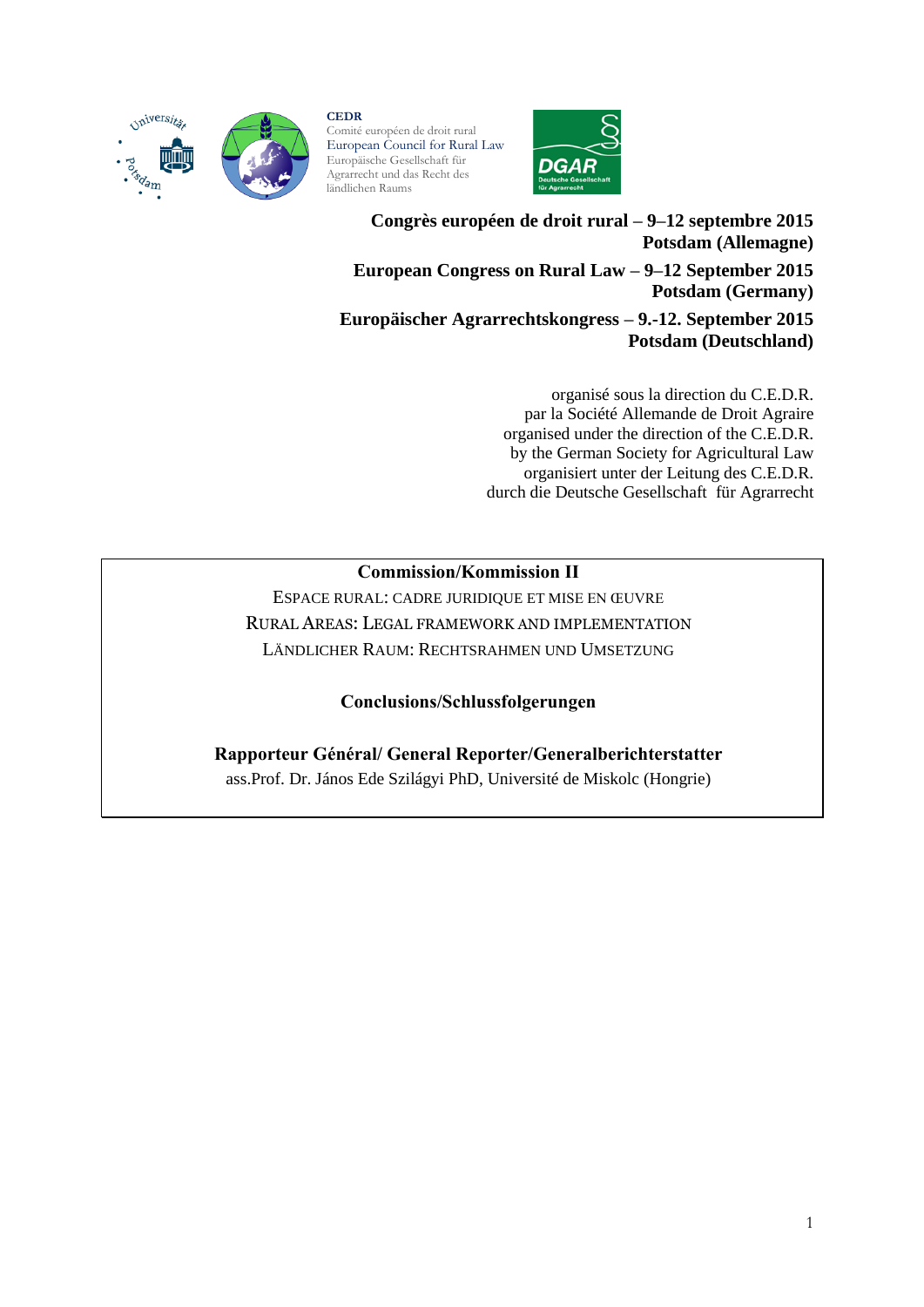CEDR
Comité européen de droit rural
European Council for Rural Law
Europäische Gesellschaft für Agrarrecht und das Recht des ländlichen Raums

**Congrès européen de droit rural – 9–12 septembre 2015**
**Potsdam (Allemagne)**

**European Congress on Rural Law – 9–12 September 2015**
**Potsdam (Germany)**

**Europäischer Agrarrechtskongress – 9.-12. September 2015**
**Potsdam (Deutschland)**

organisé sous la direction du C.E.D.R.
par la Société Allemande de Droit Agraire
organised under the direction of the C.E.D.R.
by the German Society for Agricultural Law
organisiert unter der Leitung des C.E.D.R.
durch die Deutsche Gesellschaft für Agrarrecht

**Commission/Kommission II**

ESPACE RURAL: CADRE JURIDIQUE ET MISE EN ŒUVRE
RURAL AREAS: LEGAL FRAMEWORK AND IMPLEMENTATION
LÄNDLICHER RAUM: RECHTSRAHMEN UND UMSETZUNG

**Conclusions/Schlussfolgerungen**

**Rapporteur Général/ General Reporter/Generalberichterstatter**
ass.Prof. Dr. János Ede Szilágyi PhD, Université de Miskolc (Hongrie)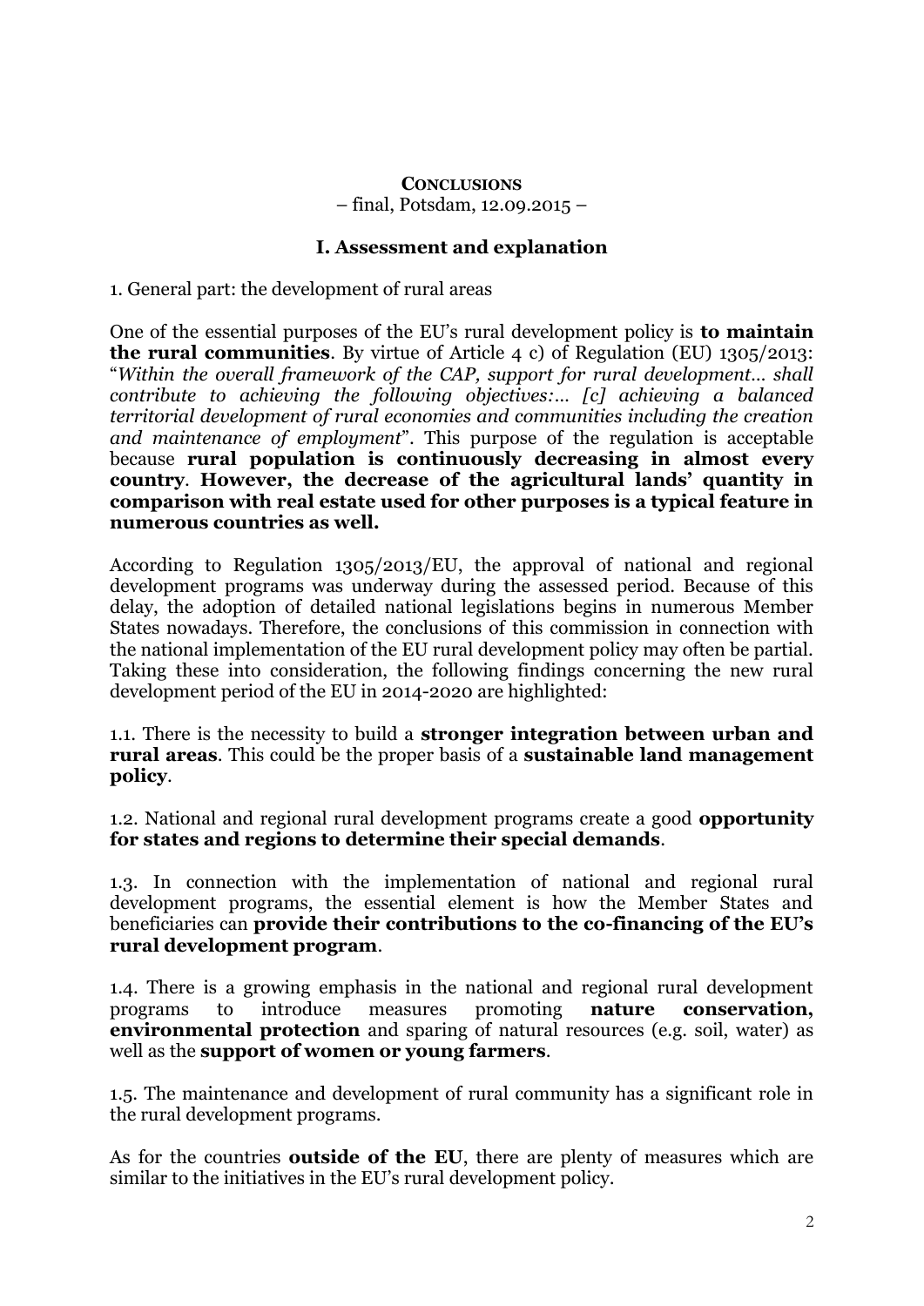**CONCLUSIONS**

– final, Potsdam, 12.09.2015 –

## I. Assessment and explanation

1. General part: the development of rural areas

One of the essential purposes of the EU's rural development policy is **to maintain the rural communities**. By virtue of Article 4 c) of Regulation (EU) 1305/2013: "*Within the overall framework of the CAP, support for rural development… shall contribute to achieving the following objectives:… [c] achieving a balanced territorial development of rural economies and communities including the creation and maintenance of employment*". This purpose of the regulation is acceptable because **rural population is continuously decreasing in almost every country**. **However, the decrease of the agricultural lands' quantity in comparison with real estate used for other purposes is a typical feature in numerous countries as well.**

According to Regulation 1305/2013/EU, the approval of national and regional development programs was underway during the assessed period. Because of this delay, the adoption of detailed national legislations begins in numerous Member States nowadays. Therefore, the conclusions of this commission in connection with the national implementation of the EU rural development policy may often be partial. Taking these into consideration, the following findings concerning the new rural development period of the EU in 2014-2020 are highlighted:

1.1. There is the necessity to build a **stronger integration between urban and rural areas**. This could be the proper basis of a **sustainable land management policy**.

1.2. National and regional rural development programs create a good **opportunity for states and regions to determine their special demands**.

1.3. In connection with the implementation of national and regional rural development programs, the essential element is how the Member States and beneficiaries can **provide their contributions to the co-financing of the EU's rural development program**.

1.4. There is a growing emphasis in the national and regional rural development programs to introduce measures promoting **nature conservation, environmental protection** and sparing of natural resources (e.g. soil, water) as well as the **support of women or young farmers**.

1.5. The maintenance and development of rural community has a significant role in the rural development programs.

As for the countries **outside of the EU**, there are plenty of measures which are similar to the initiatives in the EU's rural development policy.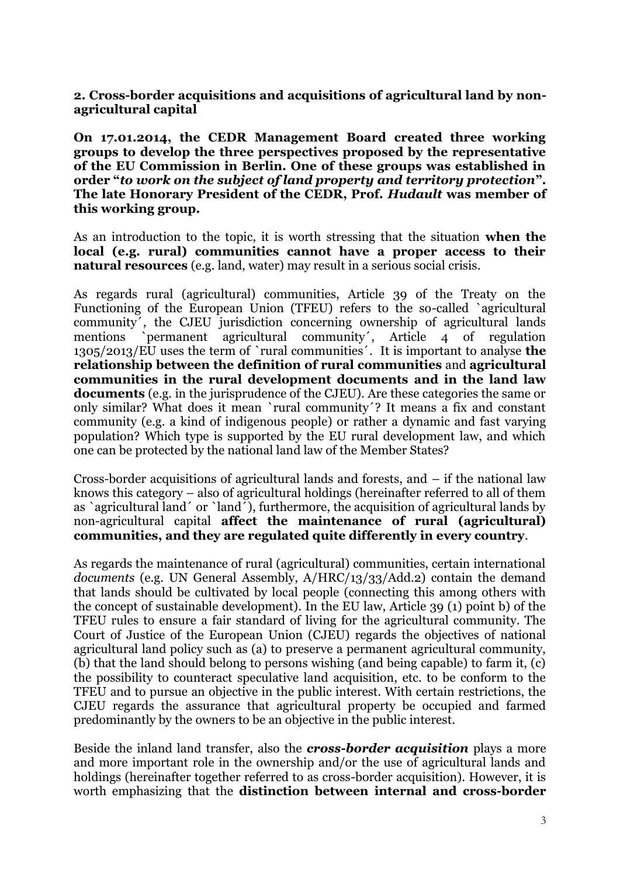## 2. Cross-border acquisitions and acquisitions of agricultural land by non-agricultural capital

**On 17.01.2014, the CEDR Management Board created three working groups to develop the three perspectives proposed by the representative of the EU Commission in Berlin. One of these groups was established in order "*to work on the subject of land property and territory protection*". The late Honorary President of the CEDR, Prof. *Hudault* was member of this working group.**

As an introduction to the topic, it is worth stressing that the situation **when the local (e.g. rural) communities cannot have a proper access to their natural resources** (e.g. land, water) may result in a serious social crisis.

As regards rural (agricultural) communities, Article 39 of the Treaty on the Functioning of the European Union (TFEU) refers to the so-called `agricultural community´, the CJEU jurisdiction concerning ownership of agricultural lands mentions `permanent agricultural community´, Article 4 of regulation 1305/2013/EU uses the term of `rural communities´. It is important to analyse **the relationship between the definition of rural communities** and **agricultural communities in the rural development documents and in the land law documents** (e.g. in the jurisprudence of the CJEU). Are these categories the same or only similar? What does it mean `rural community´? It means a fix and constant community (e.g. a kind of indigenous people) or rather a dynamic and fast varying population? Which type is supported by the EU rural development law, and which one can be protected by the national land law of the Member States?

Cross-border acquisitions of agricultural lands and forests, and – if the national law knows this category – also of agricultural holdings (hereinafter referred to all of them as `agricultural land´ or `land´), furthermore, the acquisition of agricultural lands by non-agricultural capital **affect the maintenance of rural (agricultural) communities, and they are regulated quite differently in every country**.

As regards the maintenance of rural (agricultural) communities, certain international *documents* (e.g. UN General Assembly, A/HRC/13/33/Add.2) contain the demand that lands should be cultivated by local people (connecting this among others with the concept of sustainable development). In the EU law, Article 39 (1) point b) of the TFEU rules to ensure a fair standard of living for the agricultural community. The Court of Justice of the European Union (CJEU) regards the objectives of national agricultural land policy such as (a) to preserve a permanent agricultural community, (b) that the land should belong to persons wishing (and being capable) to farm it, (c) the possibility to counteract speculative land acquisition, etc. to be conform to the TFEU and to pursue an objective in the public interest. With certain restrictions, the CJEU regards the assurance that agricultural property be occupied and farmed predominantly by the owners to be an objective in the public interest.

Beside the inland land transfer, also the ***cross-border acquisition*** plays a more and more important role in the ownership and/or the use of agricultural lands and holdings (hereinafter together referred to as cross-border acquisition). However, it is worth emphasizing that the **distinction between internal and cross-border**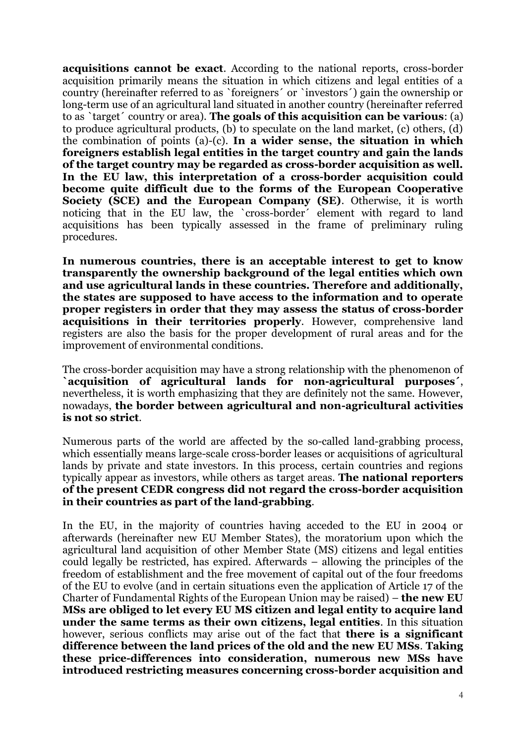**acquisitions cannot be exact**. According to the national reports, cross-border acquisition primarily means the situation in which citizens and legal entities of a country (hereinafter referred to as `foreigners´ or `investors´) gain the ownership or long-term use of an agricultural land situated in another country (hereinafter referred to as `target´ country or area). **The goals of this acquisition can be various**: (a) to produce agricultural products, (b) to speculate on the land market, (c) others, (d) the combination of points (a)-(c). **In a wider sense, the situation in which foreigners establish legal entities in the target country and gain the lands of the target country may be regarded as cross-border acquisition as well. In the EU law, this interpretation of a cross-border acquisition could become quite difficult due to the forms of the European Cooperative Society (SCE) and the European Company (SE)**. Otherwise, it is worth noticing that in the EU law, the `cross-border´ element with regard to land acquisitions has been typically assessed in the frame of preliminary ruling procedures.

**In numerous countries, there is an acceptable interest to get to know transparently the ownership background of the legal entities which own and use agricultural lands in these countries. Therefore and additionally, the states are supposed to have access to the information and to operate proper registers in order that they may assess the status of cross-border acquisitions in their territories properly**. However, comprehensive land registers are also the basis for the proper development of rural areas and for the improvement of environmental conditions.

The cross-border acquisition may have a strong relationship with the phenomenon of **`acquisition of agricultural lands for non-agricultural purposes´**, nevertheless, it is worth emphasizing that they are definitely not the same. However, nowadays, **the border between agricultural and non-agricultural activities is not so strict**.

Numerous parts of the world are affected by the so-called land-grabbing process, which essentially means large-scale cross-border leases or acquisitions of agricultural lands by private and state investors. In this process, certain countries and regions typically appear as investors, while others as target areas. **The national reporters of the present CEDR congress did not regard the cross-border acquisition in their countries as part of the land-grabbing**.

In the EU, in the majority of countries having acceded to the EU in 2004 or afterwards (hereinafter new EU Member States), the moratorium upon which the agricultural land acquisition of other Member State (MS) citizens and legal entities could legally be restricted, has expired. Afterwards – allowing the principles of the freedom of establishment and the free movement of capital out of the four freedoms of the EU to evolve (and in certain situations even the application of Article 17 of the Charter of Fundamental Rights of the European Union may be raised) – **the new EU MSs are obliged to let every EU MS citizen and legal entity to acquire land under the same terms as their own citizens, legal entities**. In this situation however, serious conflicts may arise out of the fact that **there is a significant difference between the land prices of the old and the new EU MSs**. **Taking these price-differences into consideration, numerous new MSs have introduced restricting measures concerning cross-border acquisition and**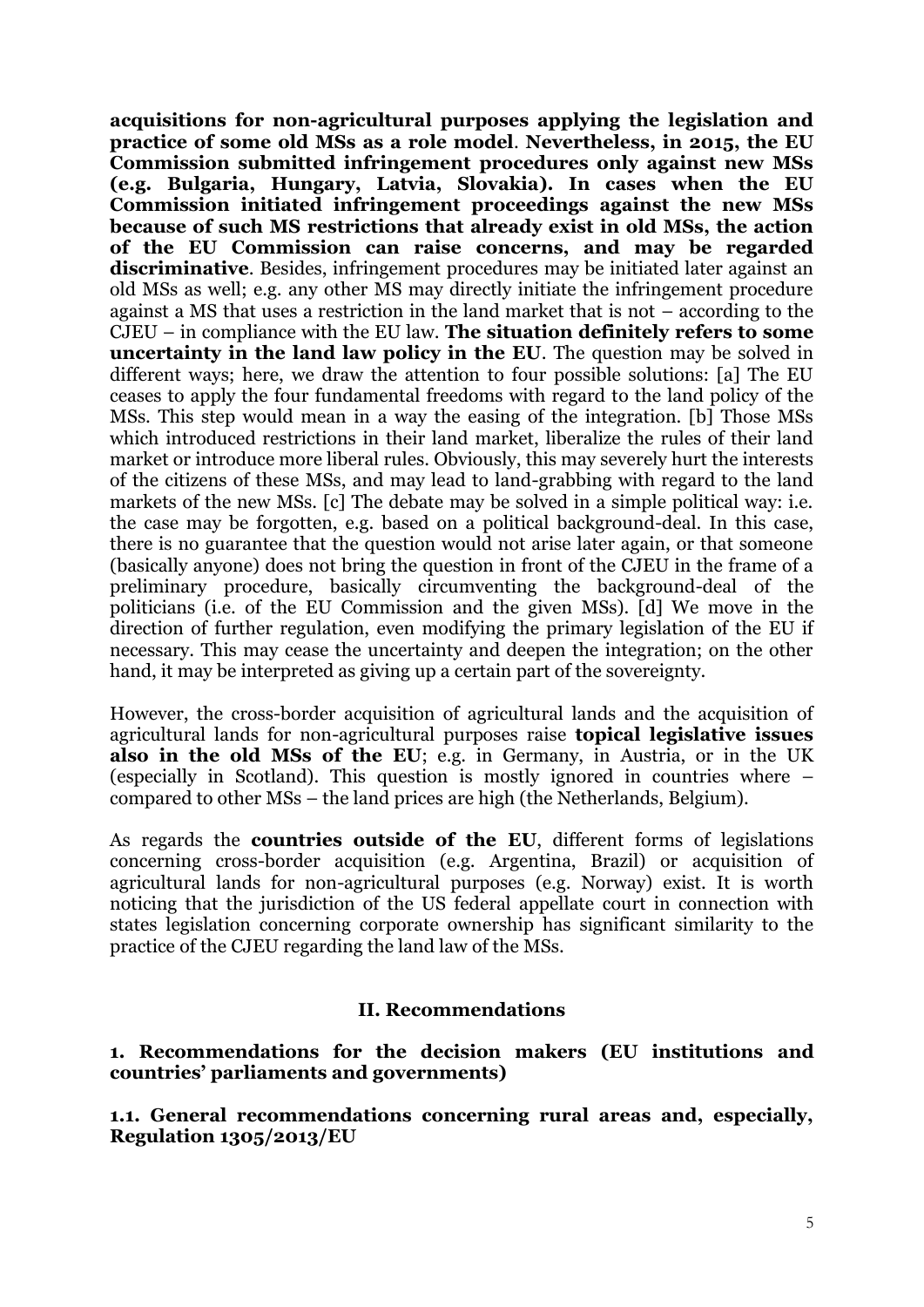**acquisitions for non-agricultural purposes applying the legislation and practice of some old MSs as a role model**. **Nevertheless, in 2015, the EU Commission submitted infringement procedures only against new MSs (e.g. Bulgaria, Hungary, Latvia, Slovakia). In cases when the EU Commission initiated infringement proceedings against the new MSs because of such MS restrictions that already exist in old MSs, the action of the EU Commission can raise concerns, and may be regarded discriminative**. Besides, infringement procedures may be initiated later against an old MSs as well; e.g. any other MS may directly initiate the infringement procedure against a MS that uses a restriction in the land market that is not – according to the CJEU – in compliance with the EU law. **The situation definitely refers to some uncertainty in the land law policy in the EU**. The question may be solved in different ways; here, we draw the attention to four possible solutions: [a] The EU ceases to apply the four fundamental freedoms with regard to the land policy of the MSs. This step would mean in a way the easing of the integration. [b] Those MSs which introduced restrictions in their land market, liberalize the rules of their land market or introduce more liberal rules. Obviously, this may severely hurt the interests of the citizens of these MSs, and may lead to land-grabbing with regard to the land markets of the new MSs. [c] The debate may be solved in a simple political way: i.e. the case may be forgotten, e.g. based on a political background-deal. In this case, there is no guarantee that the question would not arise later again, or that someone (basically anyone) does not bring the question in front of the CJEU in the frame of a preliminary procedure, basically circumventing the background-deal of the politicians (i.e. of the EU Commission and the given MSs). [d] We move in the direction of further regulation, even modifying the primary legislation of the EU if necessary. This may cease the uncertainty and deepen the integration; on the other hand, it may be interpreted as giving up a certain part of the sovereignty.

However, the cross-border acquisition of agricultural lands and the acquisition of agricultural lands for non-agricultural purposes raise **topical legislative issues also in the old MSs of the EU**; e.g. in Germany, in Austria, or in the UK (especially in Scotland). This question is mostly ignored in countries where – compared to other MSs – the land prices are high (the Netherlands, Belgium).

As regards the **countries outside of the EU**, different forms of legislations concerning cross-border acquisition (e.g. Argentina, Brazil) or acquisition of agricultural lands for non-agricultural purposes (e.g. Norway) exist. It is worth noticing that the jurisdiction of the US federal appellate court in connection with states legislation concerning corporate ownership has significant similarity to the practice of the CJEU regarding the land law of the MSs.

## II. Recommendations

### 1. Recommendations for the decision makers (EU institutions and countries' parliaments and governments)

#### 1.1. General recommendations concerning rural areas and, especially, Regulation 1305/2013/EU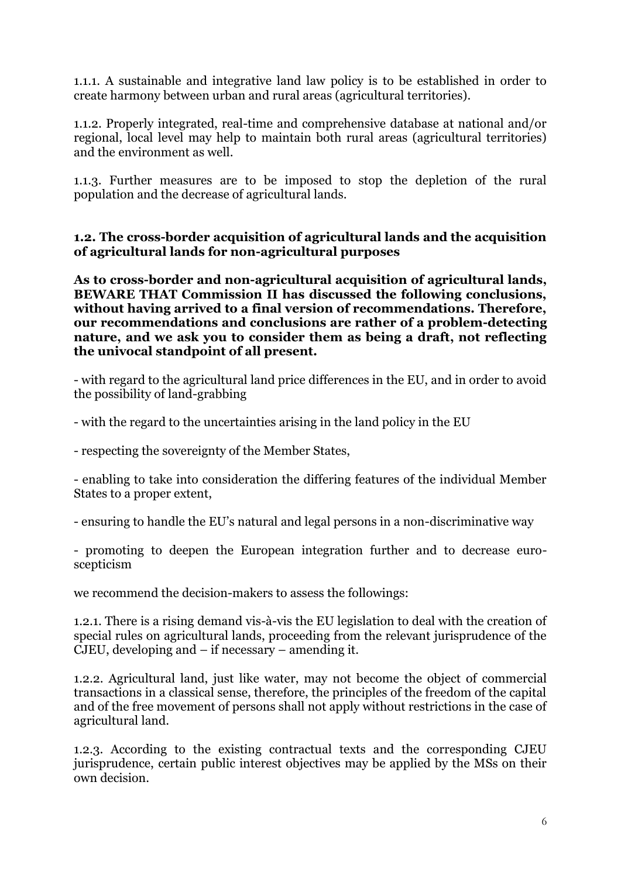1.1.1. A sustainable and integrative land law policy is to be established in order to create harmony between urban and rural areas (agricultural territories).

1.1.2. Properly integrated, real-time and comprehensive database at national and/or regional, local level may help to maintain both rural areas (agricultural territories) and the environment as well.

1.1.3. Further measures are to be imposed to stop the depletion of the rural population and the decrease of agricultural lands.

### 1.2. The cross-border acquisition of agricultural lands and the acquisition of agricultural lands for non-agricultural purposes

**As to cross-border and non-agricultural acquisition of agricultural lands, BEWARE THAT Commission II has discussed the following conclusions, without having arrived to a final version of recommendations. Therefore, our recommendations and conclusions are rather of a problem-detecting nature, and we ask you to consider them as being a draft, not reflecting the univocal standpoint of all present.**

- with regard to the agricultural land price differences in the EU, and in order to avoid the possibility of land-grabbing

- with the regard to the uncertainties arising in the land policy in the EU

- respecting the sovereignty of the Member States,

- enabling to take into consideration the differing features of the individual Member States to a proper extent,

- ensuring to handle the EU's natural and legal persons in a non-discriminative way

- promoting to deepen the European integration further and to decrease euro-scepticism

we recommend the decision-makers to assess the followings:

1.2.1. There is a rising demand vis-à-vis the EU legislation to deal with the creation of special rules on agricultural lands, proceeding from the relevant jurisprudence of the CJEU, developing and – if necessary – amending it.

1.2.2. Agricultural land, just like water, may not become the object of commercial transactions in a classical sense, therefore, the principles of the freedom of the capital and of the free movement of persons shall not apply without restrictions in the case of agricultural land.

1.2.3. According to the existing contractual texts and the corresponding CJEU jurisprudence, certain public interest objectives may be applied by the MSs on their own decision.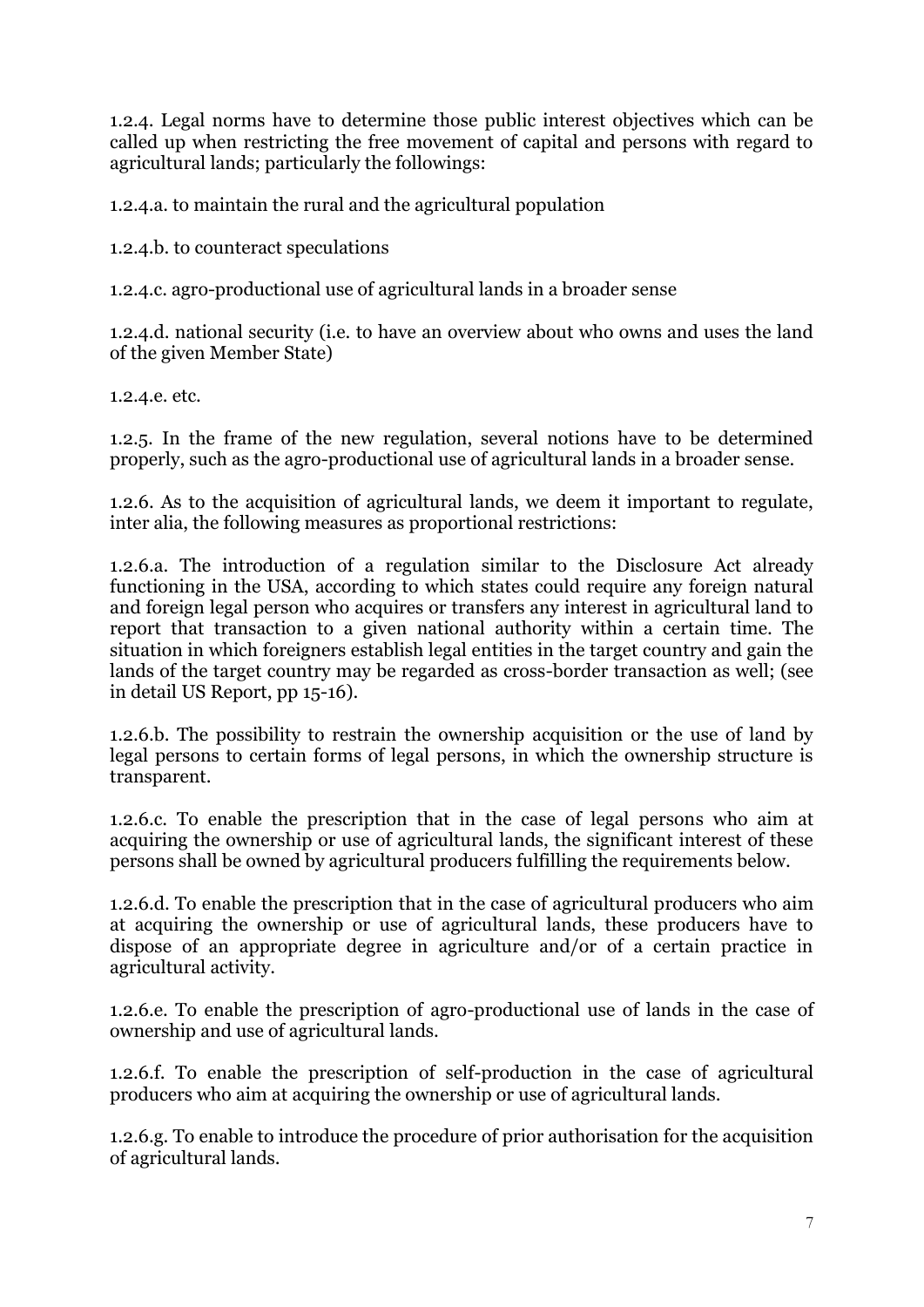1.2.4. Legal norms have to determine those public interest objectives which can be called up when restricting the free movement of capital and persons with regard to agricultural lands; particularly the followings:

1.2.4.a. to maintain the rural and the agricultural population

1.2.4.b. to counteract speculations

1.2.4.c. agro-productional use of agricultural lands in a broader sense

1.2.4.d. national security (i.e. to have an overview about who owns and uses the land of the given Member State)

1.2.4.e. etc.

1.2.5. In the frame of the new regulation, several notions have to be determined properly, such as the agro-productional use of agricultural lands in a broader sense.

1.2.6. As to the acquisition of agricultural lands, we deem it important to regulate, inter alia, the following measures as proportional restrictions:

1.2.6.a. The introduction of a regulation similar to the Disclosure Act already functioning in the USA, according to which states could require any foreign natural and foreign legal person who acquires or transfers any interest in agricultural land to report that transaction to a given national authority within a certain time. The situation in which foreigners establish legal entities in the target country and gain the lands of the target country may be regarded as cross-border transaction as well; (see in detail US Report, pp 15-16).

1.2.6.b. The possibility to restrain the ownership acquisition or the use of land by legal persons to certain forms of legal persons, in which the ownership structure is transparent.

1.2.6.c. To enable the prescription that in the case of legal persons who aim at acquiring the ownership or use of agricultural lands, the significant interest of these persons shall be owned by agricultural producers fulfilling the requirements below.

1.2.6.d. To enable the prescription that in the case of agricultural producers who aim at acquiring the ownership or use of agricultural lands, these producers have to dispose of an appropriate degree in agriculture and/or of a certain practice in agricultural activity.

1.2.6.e. To enable the prescription of agro-productional use of lands in the case of ownership and use of agricultural lands.

1.2.6.f. To enable the prescription of self-production in the case of agricultural producers who aim at acquiring the ownership or use of agricultural lands.

1.2.6.g. To enable to introduce the procedure of prior authorisation for the acquisition of agricultural lands.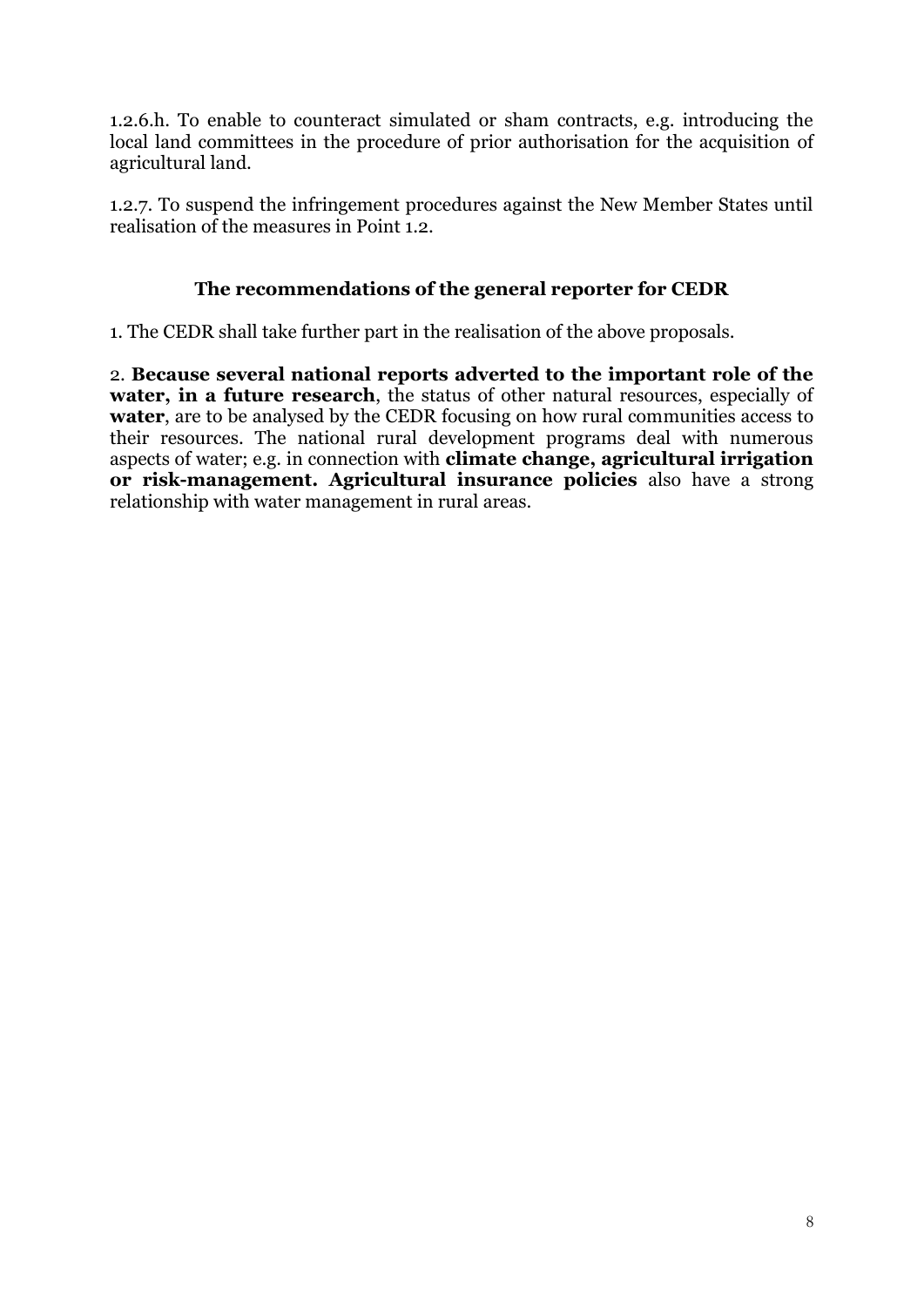1.2.6.h. To enable to counteract simulated or sham contracts, e.g. introducing the local land committees in the procedure of prior authorisation for the acquisition of agricultural land.

1.2.7. To suspend the infringement procedures against the New Member States until realisation of the measures in Point 1.2.

### The recommendations of the general reporter for CEDR

1. The CEDR shall take further part in the realisation of the above proposals.

2. **Because several national reports adverted to the important role of the water, in a future research**, the status of other natural resources, especially of **water**, are to be analysed by the CEDR focusing on how rural communities access to their resources. The national rural development programs deal with numerous aspects of water; e.g. in connection with **climate change, agricultural irrigation or risk-management. Agricultural insurance policies** also have a strong relationship with water management in rural areas.